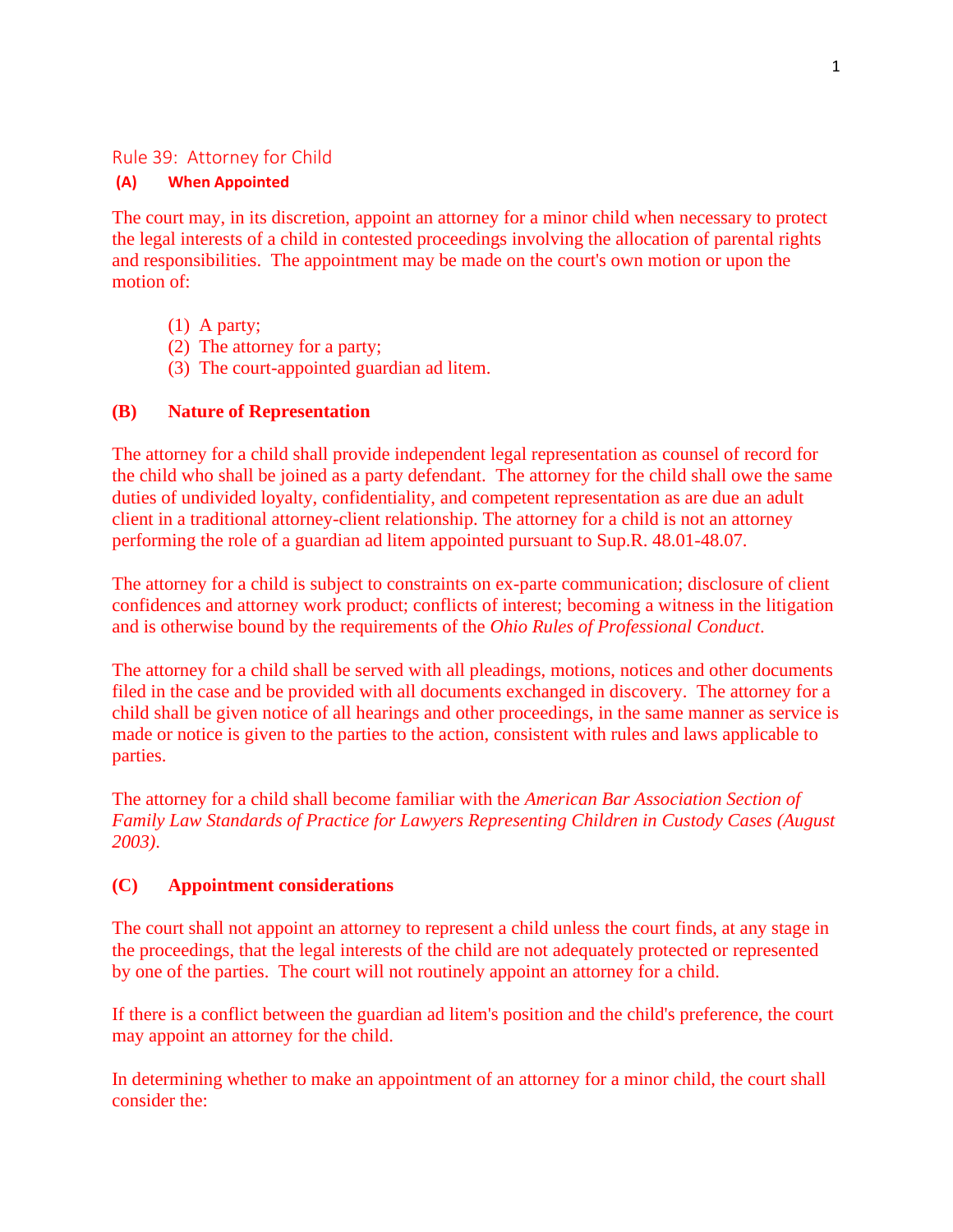# Rule 39: Attorney for Child

## (A) When Appointed

The court may, in its discretion, appoint an attorney for a minor child when necessary to protect the legal interests of a child in contested proceedings involving the allocation of parental rights and responsibilities. The appointment may be made on the court's own motion or upon the motion of:

(1) A party;
(2) The attorney for a party;
(3) The court-appointed guardian ad litem.

## (B) Nature of Representation

The attorney for a child shall provide independent legal representation as counsel of record for the child who shall be joined as a party defendant. The attorney for the child shall owe the same duties of undivided loyalty, confidentiality, and competent representation as are due an adult client in a traditional attorney-client relationship. The attorney for a child is not an attorney performing the role of a guardian ad litem appointed pursuant to Sup.R. 48.01-48.07.

The attorney for a child is subject to constraints on ex-parte communication; disclosure of client confidences and attorney work product; conflicts of interest; becoming a witness in the litigation and is otherwise bound by the requirements of the *Ohio Rules of Professional Conduct*.

The attorney for a child shall be served with all pleadings, motions, notices and other documents filed in the case and be provided with all documents exchanged in discovery. The attorney for a child shall be given notice of all hearings and other proceedings, in the same manner as service is made or notice is given to the parties to the action, consistent with rules and laws applicable to parties.

The attorney for a child shall become familiar with the *American Bar Association Section of Family Law Standards of Practice for Lawyers Representing Children in Custody Cases (August 2003).*

## (C) Appointment considerations

The court shall not appoint an attorney to represent a child unless the court finds, at any stage in the proceedings, that the legal interests of the child are not adequately protected or represented by one of the parties. The court will not routinely appoint an attorney for a child.

If there is a conflict between the guardian ad litem's position and the child's preference, the court may appoint an attorney for the child.

In determining whether to make an appointment of an attorney for a minor child, the court shall consider the: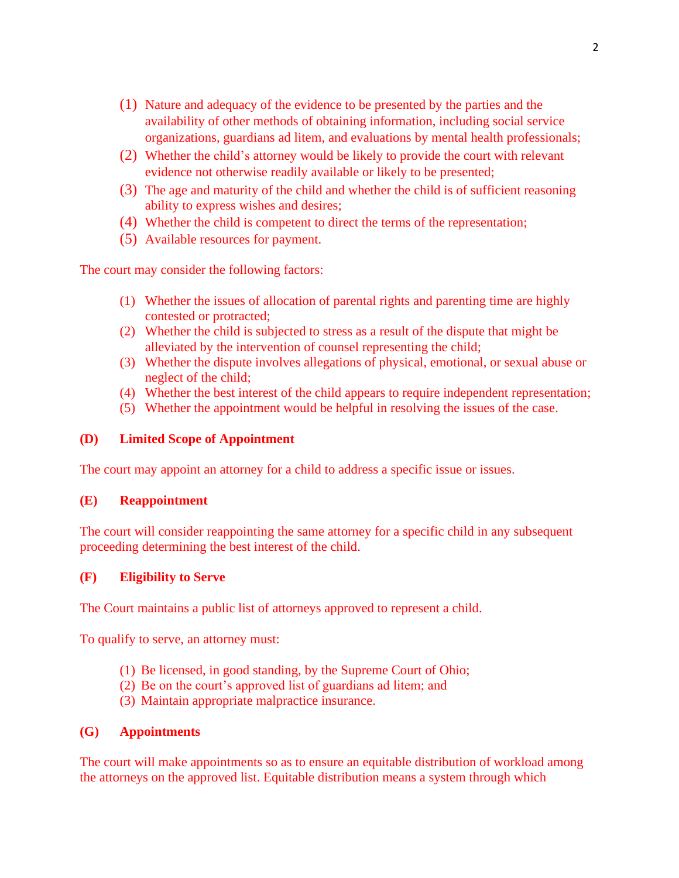(1) Nature and adequacy of the evidence to be presented by the parties and the availability of other methods of obtaining information, including social service organizations, guardians ad litem, and evaluations by mental health professionals;
(2) Whether the child's attorney would be likely to provide the court with relevant evidence not otherwise readily available or likely to be presented;
(3) The age and maturity of the child and whether the child is of sufficient reasoning ability to express wishes and desires;
(4) Whether the child is competent to direct the terms of the representation;
(5) Available resources for payment.

The court may consider the following factors:

(1) Whether the issues of allocation of parental rights and parenting time are highly contested or protracted;
(2) Whether the child is subjected to stress as a result of the dispute that might be alleviated by the intervention of counsel representing the child;
(3) Whether the dispute involves allegations of physical, emotional, or sexual abuse or neglect of the child;
(4) Whether the best interest of the child appears to require independent representation;
(5) Whether the appointment would be helpful in resolving the issues of the case.

**(D) Limited Scope of Appointment**

The court may appoint an attorney for a child to address a specific issue or issues.

**(E) Reappointment**

The court will consider reappointing the same attorney for a specific child in any subsequent proceeding determining the best interest of the child.

**(F) Eligibility to Serve**

The Court maintains a public list of attorneys approved to represent a child.

To qualify to serve, an attorney must:

(1) Be licensed, in good standing, by the Supreme Court of Ohio;
(2) Be on the court's approved list of guardians ad litem; and
(3) Maintain appropriate malpractice insurance.

**(G) Appointments**

The court will make appointments so as to ensure an equitable distribution of workload among the attorneys on the approved list. Equitable distribution means a system through which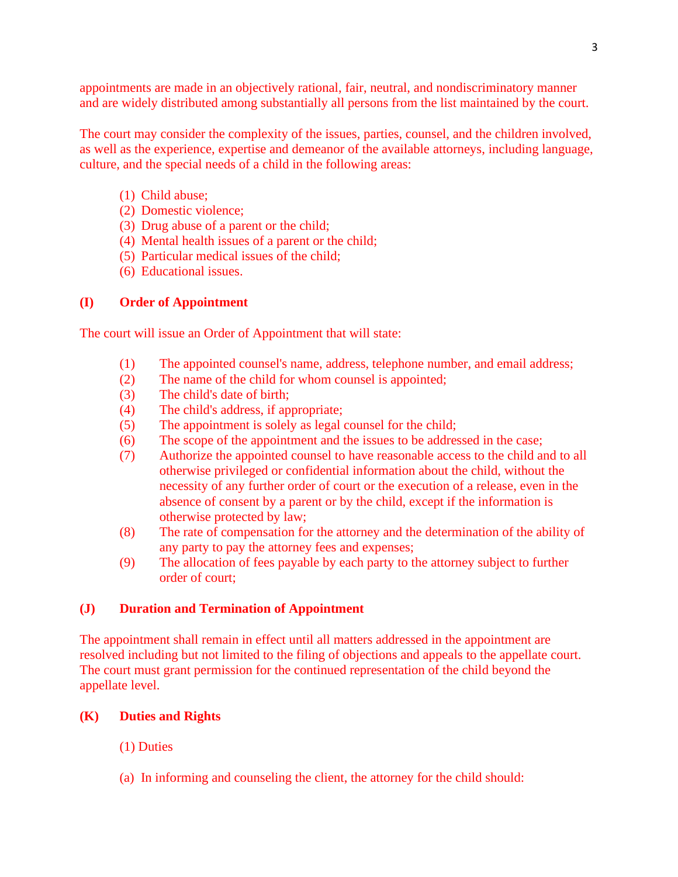appointments are made in an objectively rational, fair, neutral, and nondiscriminatory manner and are widely distributed among substantially all persons from the list maintained by the court.

The court may consider the complexity of the issues, parties, counsel, and the children involved, as well as the experience, expertise and demeanor of the available attorneys, including language, culture, and the special needs of a child in the following areas:

(1) Child abuse;
(2) Domestic violence;
(3) Drug abuse of a parent or the child;
(4) Mental health issues of a parent or the child;
(5) Particular medical issues of the child;
(6) Educational issues.

### (I) Order of Appointment

The court will issue an Order of Appointment that will state:

(1) The appointed counsel's name, address, telephone number, and email address;
(2) The name of the child for whom counsel is appointed;
(3) The child's date of birth;
(4) The child's address, if appropriate;
(5) The appointment is solely as legal counsel for the child;
(6) The scope of the appointment and the issues to be addressed in the case;
(7) Authorize the appointed counsel to have reasonable access to the child and to all otherwise privileged or confidential information about the child, without the necessity of any further order of court or the execution of a release, even in the absence of consent by a parent or by the child, except if the information is otherwise protected by law;
(8) The rate of compensation for the attorney and the determination of the ability of any party to pay the attorney fees and expenses;
(9) The allocation of fees payable by each party to the attorney subject to further order of court;

### (J) Duration and Termination of Appointment

The appointment shall remain in effect until all matters addressed in the appointment are resolved including but not limited to the filing of objections and appeals to the appellate court. The court must grant permission for the continued representation of the child beyond the appellate level.

### (K) Duties and Rights

(1) Duties

(a) In informing and counseling the client, the attorney for the child should: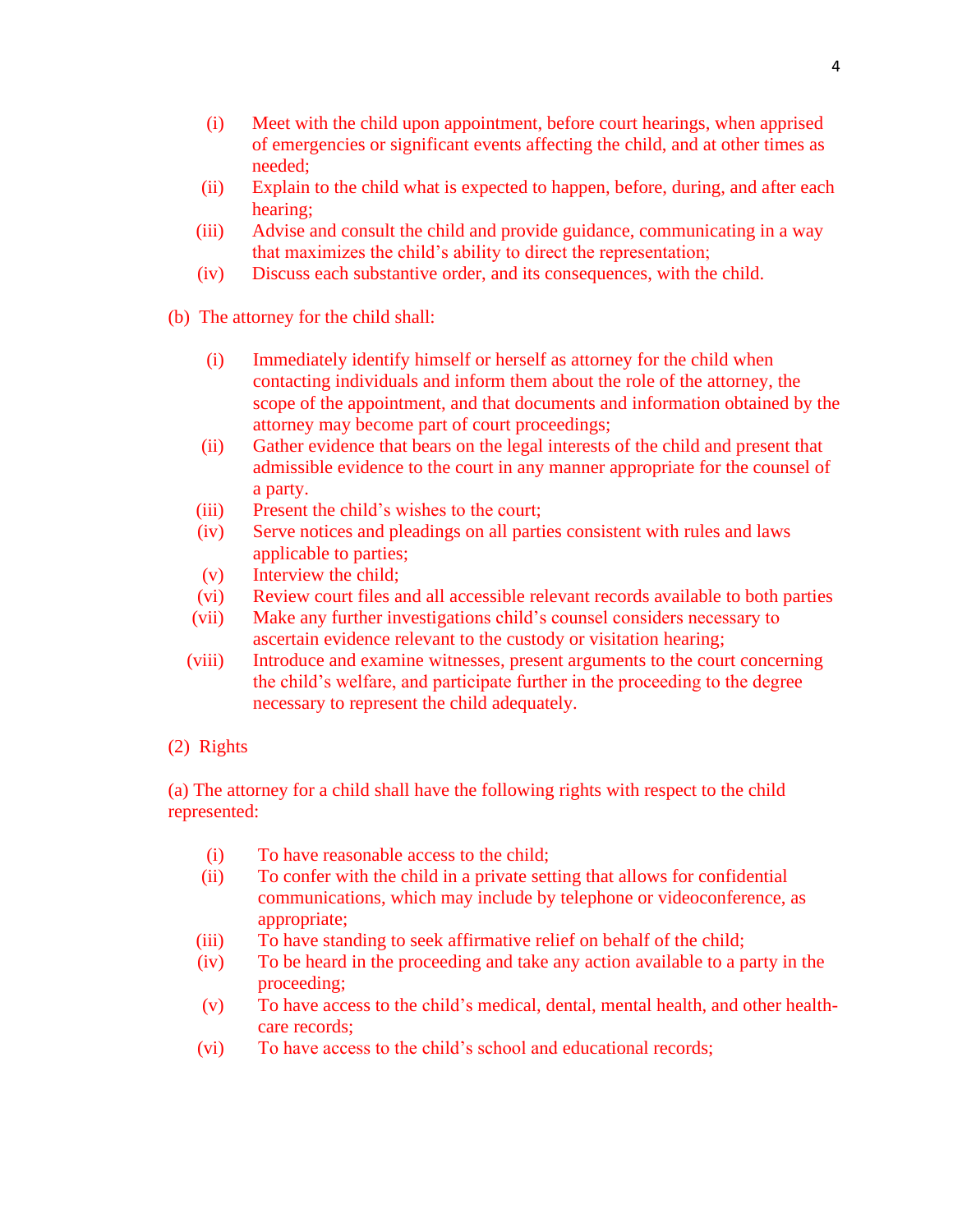(i) Meet with the child upon appointment, before court hearings, when apprised of emergencies or significant events affecting the child, and at other times as needed;

(ii) Explain to the child what is expected to happen, before, during, and after each hearing;

(iii) Advise and consult the child and provide guidance, communicating in a way that maximizes the child's ability to direct the representation;

(iv) Discuss each substantive order, and its consequences, with the child.

(b) The attorney for the child shall:

(i) Immediately identify himself or herself as attorney for the child when contacting individuals and inform them about the role of the attorney, the scope of the appointment, and that documents and information obtained by the attorney may become part of court proceedings;

(ii) Gather evidence that bears on the legal interests of the child and present that admissible evidence to the court in any manner appropriate for the counsel of a party.

(iii) Present the child's wishes to the court;

(iv) Serve notices and pleadings on all parties consistent with rules and laws applicable to parties;

(v) Interview the child;

(vi) Review court files and all accessible relevant records available to both parties

(vii) Make any further investigations child's counsel considers necessary to ascertain evidence relevant to the custody or visitation hearing;

(viii) Introduce and examine witnesses, present arguments to the court concerning the child's welfare, and participate further in the proceeding to the degree necessary to represent the child adequately.

(2) Rights

(a) The attorney for a child shall have the following rights with respect to the child represented:

(i) To have reasonable access to the child;

(ii) To confer with the child in a private setting that allows for confidential communications, which may include by telephone or videoconference, as appropriate;

(iii) To have standing to seek affirmative relief on behalf of the child;

(iv) To be heard in the proceeding and take any action available to a party in the proceeding;

(v) To have access to the child's medical, dental, mental health, and other health-care records;

(vi) To have access to the child's school and educational records;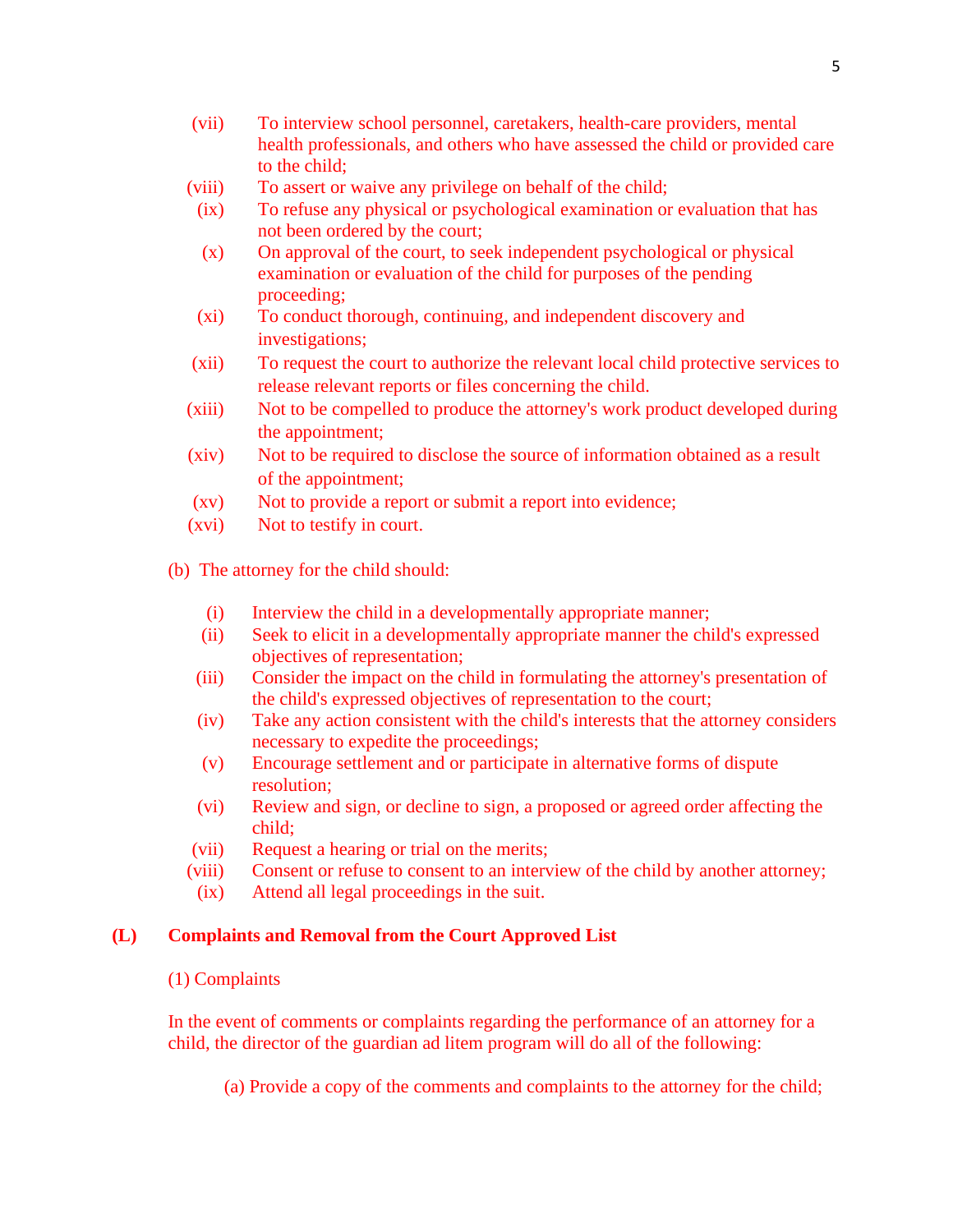(vii) To interview school personnel, caretakers, health-care providers, mental health professionals, and others who have assessed the child or provided care to the child;

(viii) To assert or waive any privilege on behalf of the child;

(ix) To refuse any physical or psychological examination or evaluation that has not been ordered by the court;

(x) On approval of the court, to seek independent psychological or physical examination or evaluation of the child for purposes of the pending proceeding;

(xi) To conduct thorough, continuing, and independent discovery and investigations;

(xii) To request the court to authorize the relevant local child protective services to release relevant reports or files concerning the child.

(xiii) Not to be compelled to produce the attorney's work product developed during the appointment;

(xiv) Not to be required to disclose the source of information obtained as a result of the appointment;

(xv) Not to provide a report or submit a report into evidence;

(xvi) Not to testify in court.

(b) The attorney for the child should:

(i) Interview the child in a developmentally appropriate manner;

(ii) Seek to elicit in a developmentally appropriate manner the child's expressed objectives of representation;

(iii) Consider the impact on the child in formulating the attorney's presentation of the child's expressed objectives of representation to the court;

(iv) Take any action consistent with the child's interests that the attorney considers necessary to expedite the proceedings;

(v) Encourage settlement and or participate in alternative forms of dispute resolution;

(vi) Review and sign, or decline to sign, a proposed or agreed order affecting the child;

(vii) Request a hearing or trial on the merits;

(viii) Consent or refuse to consent to an interview of the child by another attorney;

(ix) Attend all legal proceedings in the suit.

## (L) Complaints and Removal from the Court Approved List

(1) Complaints

In the event of comments or complaints regarding the performance of an attorney for a child, the director of the guardian ad litem program will do all of the following:

(a) Provide a copy of the comments and complaints to the attorney for the child;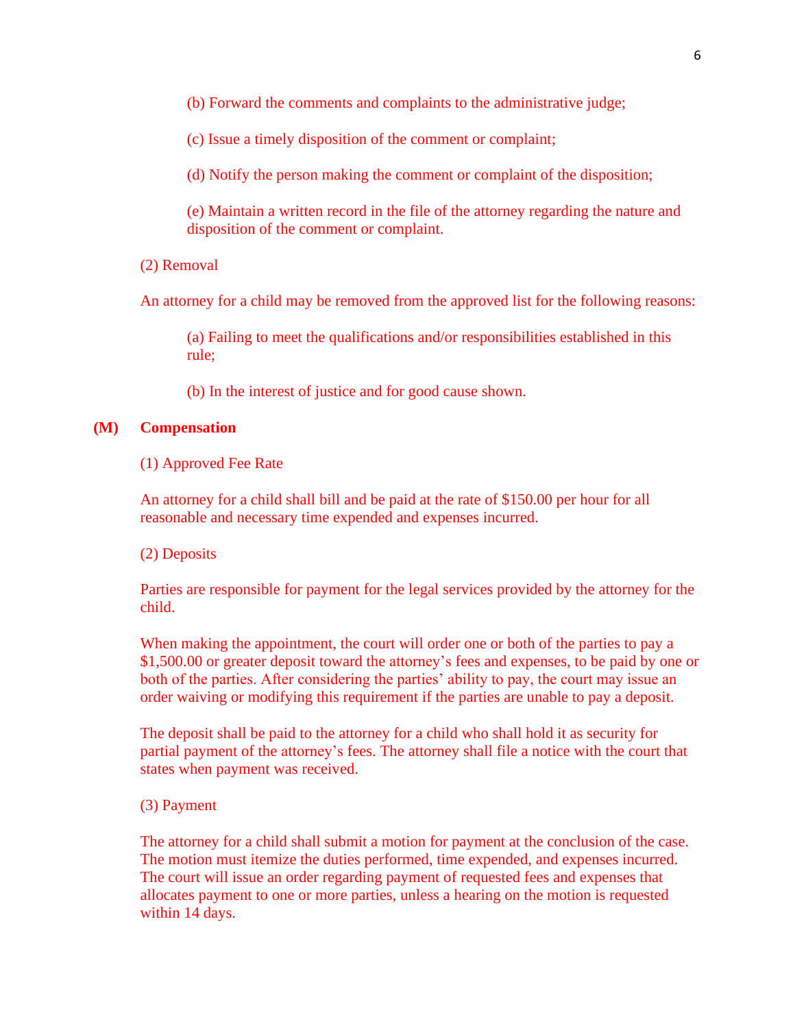(b) Forward the comments and complaints to the administrative judge;

(c) Issue a timely disposition of the comment or complaint;

(d) Notify the person making the comment or complaint of the disposition;

(e) Maintain a written record in the file of the attorney regarding the nature and disposition of the comment or complaint.

(2) Removal

An attorney for a child may be removed from the approved list for the following reasons:

(a) Failing to meet the qualifications and/or responsibilities established in this rule;

(b) In the interest of justice and for good cause shown.

**(M) Compensation**

(1) Approved Fee Rate

An attorney for a child shall bill and be paid at the rate of $150.00 per hour for all reasonable and necessary time expended and expenses incurred.

(2) Deposits

Parties are responsible for payment for the legal services provided by the attorney for the child.

When making the appointment, the court will order one or both of the parties to pay a $1,500.00 or greater deposit toward the attorney's fees and expenses, to be paid by one or both of the parties. After considering the parties' ability to pay, the court may issue an order waiving or modifying this requirement if the parties are unable to pay a deposit.

The deposit shall be paid to the attorney for a child who shall hold it as security for partial payment of the attorney's fees. The attorney shall file a notice with the court that states when payment was received.

(3) Payment

The attorney for a child shall submit a motion for payment at the conclusion of the case. The motion must itemize the duties performed, time expended, and expenses incurred. The court will issue an order regarding payment of requested fees and expenses that allocates payment to one or more parties, unless a hearing on the motion is requested within 14 days.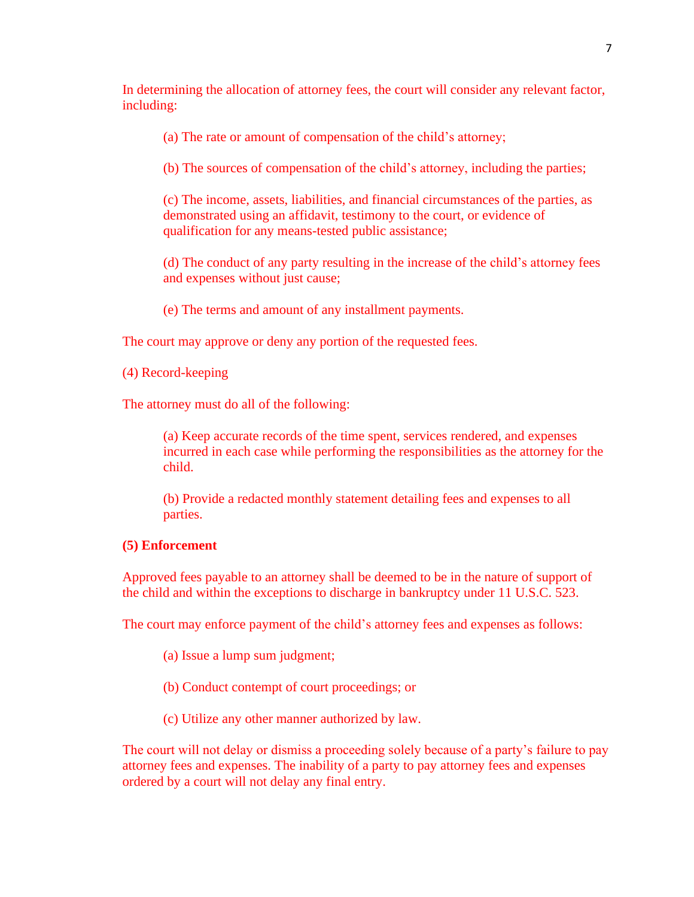In determining the allocation of attorney fees, the court will consider any relevant factor, including:

(a) The rate or amount of compensation of the child's attorney;

(b) The sources of compensation of the child's attorney, including the parties;

(c) The income, assets, liabilities, and financial circumstances of the parties, as demonstrated using an affidavit, testimony to the court, or evidence of qualification for any means-tested public assistance;

(d) The conduct of any party resulting in the increase of the child's attorney fees and expenses without just cause;

(e) The terms and amount of any installment payments.

The court may approve or deny any portion of the requested fees.

(4) Record-keeping

The attorney must do all of the following:

(a) Keep accurate records of the time spent, services rendered, and expenses incurred in each case while performing the responsibilities as the attorney for the child.

(b) Provide a redacted monthly statement detailing fees and expenses to all parties.

**(5) Enforcement**

Approved fees payable to an attorney shall be deemed to be in the nature of support of the child and within the exceptions to discharge in bankruptcy under 11 U.S.C. 523.

The court may enforce payment of the child's attorney fees and expenses as follows:

(a) Issue a lump sum judgment;

(b) Conduct contempt of court proceedings; or

(c) Utilize any other manner authorized by law.

The court will not delay or dismiss a proceeding solely because of a party's failure to pay attorney fees and expenses. The inability of a party to pay attorney fees and expenses ordered by a court will not delay any final entry.